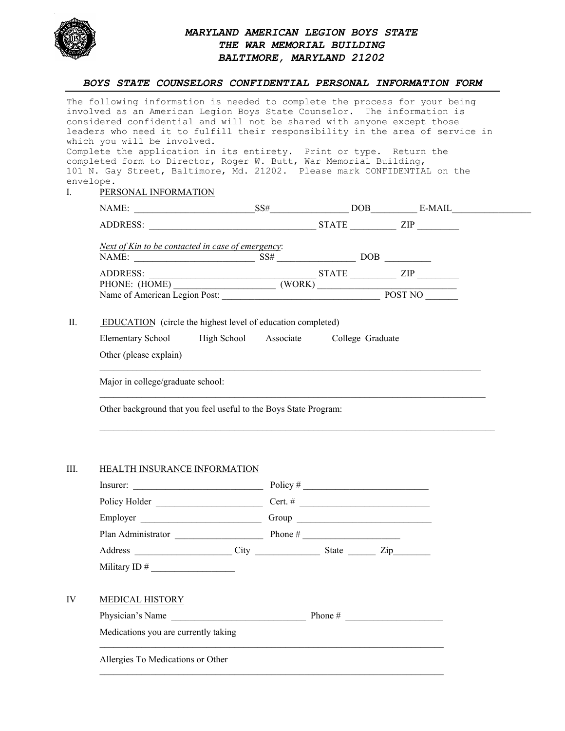# MARYLAND AMERICAN LEGION BOYS STATE
## THE WAR MEMORIAL BUILDING
## BALTIMORE, MARYLAND 21202

### BOYS STATE COUNSELORS CONFIDENTIAL PERSONAL INFORMATION FORM

The following information is needed to complete the process for your being involved as an American Legion Boys State Counselor. The information is considered confidential and will not be shared with anyone except those leaders who need it to fulfill their responsibility in the area of service in which you will be involved.
Complete the application in its entirety. Print or type. Return the completed form to Director, Roger W. Butt, War Memorial Building, 101 N. Gay Street, Baltimore, Md. 21202. Please mark CONFIDENTIAL on the envelope.

I. PERSONAL INFORMATION

NAME: ________________________ SS# ________________ DOB _________ E-MAIL ________________

ADDRESS: __________________________________ STATE __________ ZIP _________

*Next of Kin to be contacted in case of emergency*:
NAME: ________________________ SS# ________________ DOB _________

ADDRESS: __________________________________ STATE __________ ZIP _________
PHONE: (HOME) _____________________ (WORK) ____________________________
Name of American Legion Post: _________________________________ POST NO _______

II. EDUCATION (circle the highest level of education completed)

Elementary School    High School    Associate    College Graduate

Other (please explain)

_______________________________________________________________________________

Major in college/graduate school:

_______________________________________________________________________________

Other background that you feel useful to the Boys State Program:

_______________________________________________________________________________

III. HEALTH INSURANCE INFORMATION

Insurer: ___________________________ Policy # __________________________

Policy Holder ______________________ Cert. # ___________________________

Employer _________________________ Group _____________________________

Plan Administrator ___________________ Phone # _____________________

Address ____________________ City ______________ State ______ Zip________

Military ID # __________________

IV MEDICAL HISTORY

Physician's Name ____________________________ Phone # ____________________

Medications you are currently taking

_______________________________________________________________________________

Allergies To Medications or Other

_______________________________________________________________________________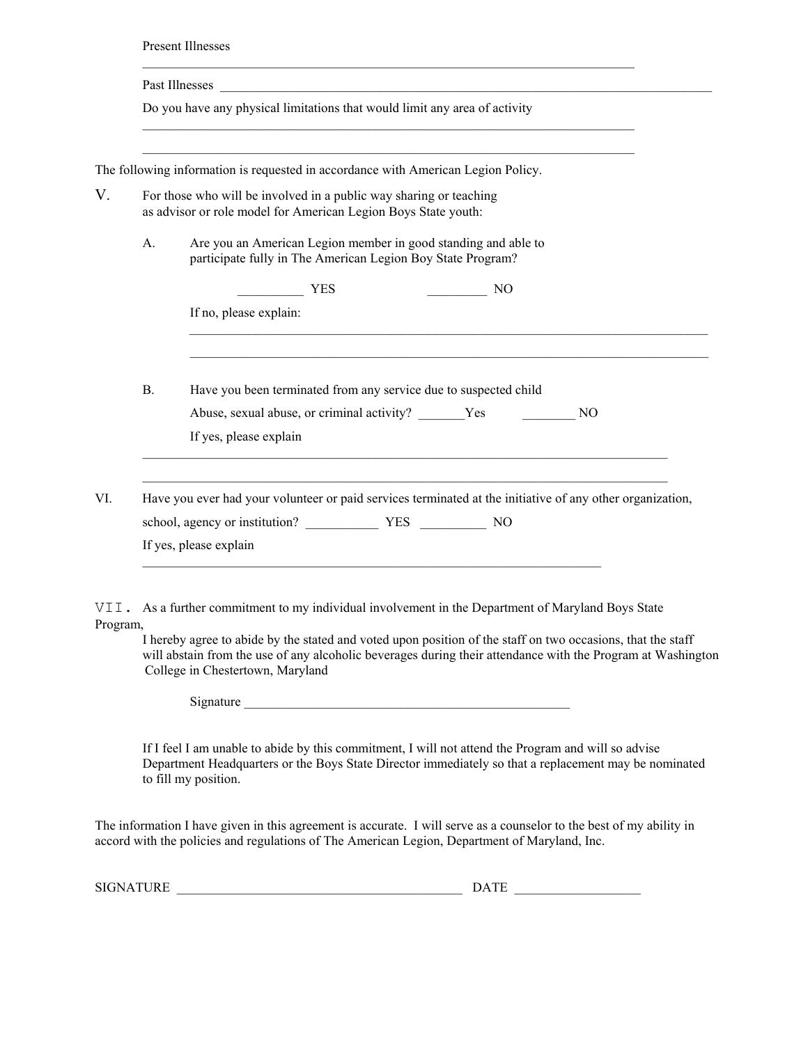Present Illnesses

______________________________________________________________________________

Past Illnesses ______________________________________________________________________________

Do you have any physical limitations that would limit any area of activity

______________________________________________________________________________

______________________________________________________________________________

The following information is requested in accordance with American Legion Policy.

V. For those who will be involved in a public way sharing or teaching as advisor or role model for American Legion Boys State youth:

A. Are you an American Legion member in good standing and able to participate fully in The American Legion Boy State Program?

__________ YES __________ NO

If no, please explain:

______________________________________________________________________________

______________________________________________________________________________

B. Have you been terminated from any service due to suspected child Abuse, sexual abuse, or criminal activity? _______Yes ________ NO

If yes, please explain

______________________________________________________________________________

______________________________________________________________________________

VI. Have you ever had your volunteer or paid services terminated at the initiative of any other organization, school, agency or institution? ___________ YES __________ NO

If yes, please explain

______________________________________________________________________________

VII. As a further commitment to my individual involvement in the Department of Maryland Boys State Program,

I hereby agree to abide by the stated and voted upon position of the staff on two occasions, that the staff will abstain from the use of any alcoholic beverages during their attendance with the Program at Washington College in Chestertown, Maryland

Signature __________________________________________________

If I feel I am unable to abide by this commitment, I will not attend the Program and will so advise Department Headquarters or the Boys State Director immediately so that a replacement may be nominated to fill my position.

The information I have given in this agreement is accurate. I will serve as a counselor to the best of my ability in accord with the policies and regulations of The American Legion, Department of Maryland, Inc.

SIGNATURE ____________________________________________ DATE ___________________